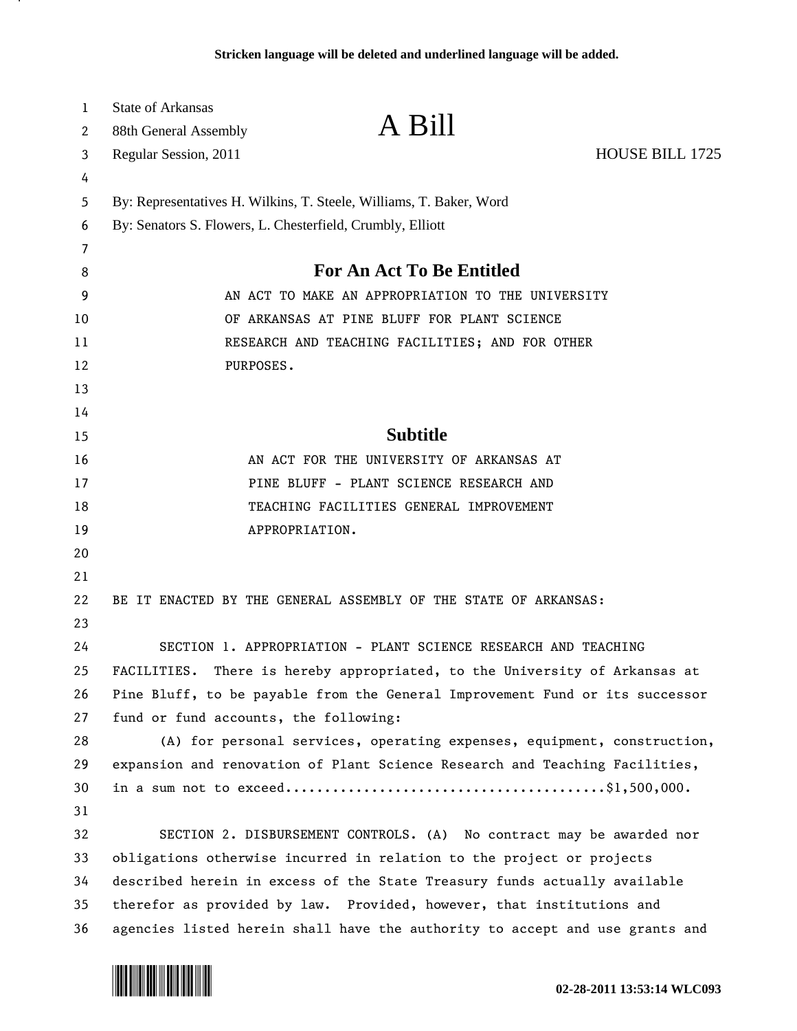**Stricken language will be deleted and underlined language will be added.**

State of Arkansas
88th General Assembly
Regular Session, 2011

# A Bill

HOUSE BILL 1725

By: Representatives H. Wilkins, T. Steele, Williams, T. Baker, Word
By: Senators S. Flowers, L. Chesterfield, Crumbly, Elliott

## For An Act To Be Entitled

AN ACT TO MAKE AN APPROPRIATION TO THE UNIVERSITY OF ARKANSAS AT PINE BLUFF FOR PLANT SCIENCE RESEARCH AND TEACHING FACILITIES; AND FOR OTHER PURPOSES.

## Subtitle

AN ACT FOR THE UNIVERSITY OF ARKANSAS AT PINE BLUFF - PLANT SCIENCE RESEARCH AND TEACHING FACILITIES GENERAL IMPROVEMENT APPROPRIATION.

BE IT ENACTED BY THE GENERAL ASSEMBLY OF THE STATE OF ARKANSAS:

SECTION 1. APPROPRIATION - PLANT SCIENCE RESEARCH AND TEACHING FACILITIES. There is hereby appropriated, to the University of Arkansas at Pine Bluff, to be payable from the General Improvement Fund or its successor fund or fund accounts, the following:

(A) for personal services, operating expenses, equipment, construction, expansion and renovation of Plant Science Research and Teaching Facilities, in a sum not to exceed........................................$1,500,000.

SECTION 2. DISBURSEMENT CONTROLS. (A) No contract may be awarded nor obligations otherwise incurred in relation to the project or projects described herein in excess of the State Treasury funds actually available therefor as provided by law. Provided, however, that institutions and agencies listed herein shall have the authority to accept and use grants and

02-28-2011 13:53:14 WLC093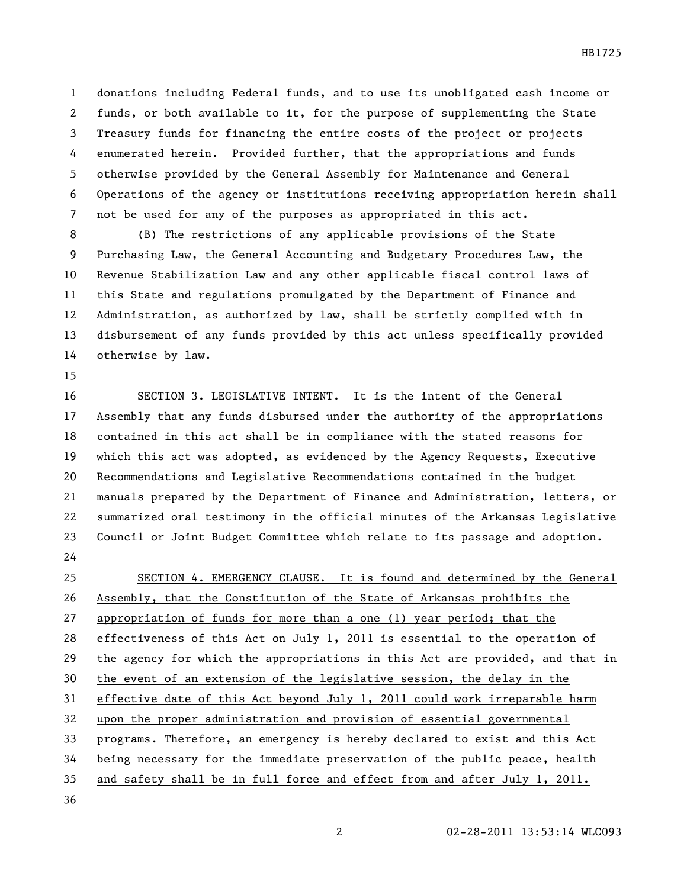donations including Federal funds, and to use its unobligated cash income or funds, or both available to it, for the purpose of supplementing the State Treasury funds for financing the entire costs of the project or projects enumerated herein. Provided further, that the appropriations and funds otherwise provided by the General Assembly for Maintenance and General Operations of the agency or institutions receiving appropriation herein shall not be used for any of the purposes as appropriated in this act.

(B) The restrictions of any applicable provisions of the State Purchasing Law, the General Accounting and Budgetary Procedures Law, the Revenue Stabilization Law and any other applicable fiscal control laws of this State and regulations promulgated by the Department of Finance and Administration, as authorized by law, shall be strictly complied with in disbursement of any funds provided by this act unless specifically provided otherwise by law.

SECTION 3. LEGISLATIVE INTENT. It is the intent of the General Assembly that any funds disbursed under the authority of the appropriations contained in this act shall be in compliance with the stated reasons for which this act was adopted, as evidenced by the Agency Requests, Executive Recommendations and Legislative Recommendations contained in the budget manuals prepared by the Department of Finance and Administration, letters, or summarized oral testimony in the official minutes of the Arkansas Legislative Council or Joint Budget Committee which relate to its passage and adoption.

SECTION 4. EMERGENCY CLAUSE. It is found and determined by the General Assembly, that the Constitution of the State of Arkansas prohibits the appropriation of funds for more than a one (1) year period; that the effectiveness of this Act on July 1, 2011 is essential to the operation of the agency for which the appropriations in this Act are provided, and that in the event of an extension of the legislative session, the delay in the effective date of this Act beyond July 1, 2011 could work irreparable harm upon the proper administration and provision of essential governmental programs. Therefore, an emergency is hereby declared to exist and this Act being necessary for the immediate preservation of the public peace, health and safety shall be in full force and effect from and after July 1, 2011.